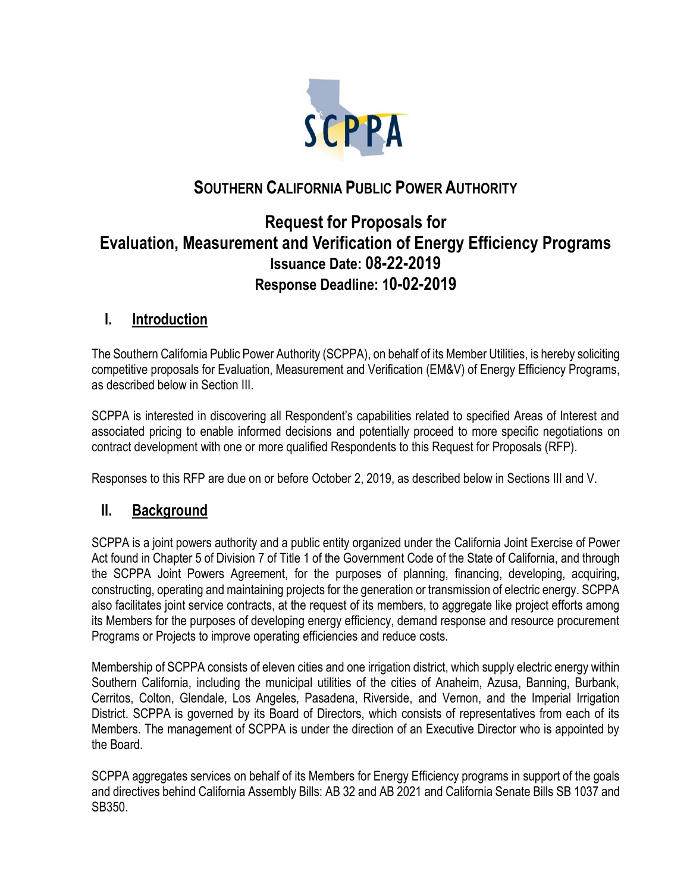# SOUTHERN CALIFORNIA PUBLIC POWER AUTHORITY

## Request for Proposals for Evaluation, Measurement and Verification of Energy Efficiency Programs

**Issuance Date: 08-22-2019**

**Response Deadline: 10-02-2019**

## I. Introduction

The Southern California Public Power Authority (SCPPA), on behalf of its Member Utilities, is hereby soliciting competitive proposals for Evaluation, Measurement and Verification (EM&V) of Energy Efficiency Programs, as described below in Section III.

SCPPA is interested in discovering all Respondent's capabilities related to specified Areas of Interest and associated pricing to enable informed decisions and potentially proceed to more specific negotiations on contract development with one or more qualified Respondents to this Request for Proposals (RFP).

Responses to this RFP are due on or before October 2, 2019, as described below in Sections III and V.

## II. Background

SCPPA is a joint powers authority and a public entity organized under the California Joint Exercise of Power Act found in Chapter 5 of Division 7 of Title 1 of the Government Code of the State of California, and through the SCPPA Joint Powers Agreement, for the purposes of planning, financing, developing, acquiring, constructing, operating and maintaining projects for the generation or transmission of electric energy. SCPPA also facilitates joint service contracts, at the request of its members, to aggregate like project efforts among its Members for the purposes of developing energy efficiency, demand response and resource procurement Programs or Projects to improve operating efficiencies and reduce costs.

Membership of SCPPA consists of eleven cities and one irrigation district, which supply electric energy within Southern California, including the municipal utilities of the cities of Anaheim, Azusa, Banning, Burbank, Cerritos, Colton, Glendale, Los Angeles, Pasadena, Riverside, and Vernon, and the Imperial Irrigation District. SCPPA is governed by its Board of Directors, which consists of representatives from each of its Members. The management of SCPPA is under the direction of an Executive Director who is appointed by the Board.

SCPPA aggregates services on behalf of its Members for Energy Efficiency programs in support of the goals and directives behind California Assembly Bills: AB 32 and AB 2021 and California Senate Bills SB 1037 and SB350.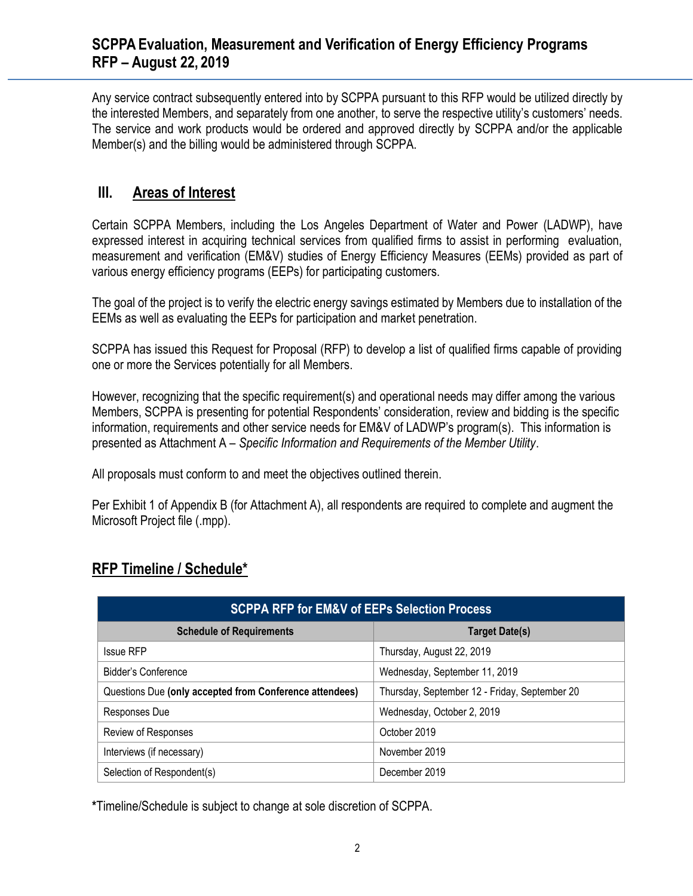Any service contract subsequently entered into by SCPPA pursuant to this RFP would be utilized directly by the interested Members, and separately from one another, to serve the respective utility's customers' needs. The service and work products would be ordered and approved directly by SCPPA and/or the applicable Member(s) and the billing would be administered through SCPPA.

## III. Areas of Interest

Certain SCPPA Members, including the Los Angeles Department of Water and Power (LADWP), have expressed interest in acquiring technical services from qualified firms to assist in performing evaluation, measurement and verification (EM&V) studies of Energy Efficiency Measures (EEMs) provided as part of various energy efficiency programs (EEPs) for participating customers.

The goal of the project is to verify the electric energy savings estimated by Members due to installation of the EEMs as well as evaluating the EEPs for participation and market penetration.

SCPPA has issued this Request for Proposal (RFP) to develop a list of qualified firms capable of providing one or more the Services potentially for all Members.

However, recognizing that the specific requirement(s) and operational needs may differ among the various Members, SCPPA is presenting for potential Respondents' consideration, review and bidding is the specific information, requirements and other service needs for EM&V of LADWP's program(s). This information is presented as Attachment A – *Specific Information and Requirements of the Member Utility*.

All proposals must conform to and meet the objectives outlined therein.

Per Exhibit 1 of Appendix B (for Attachment A), all respondents are required to complete and augment the Microsoft Project file (.mpp).

## RFP Timeline / Schedule*

| SCPPA RFP for EM&V of EEPs Selection Process | |
|---|---|
| **Schedule of Requirements** | **Target Date(s)** |
| Issue RFP | Thursday, August 22, 2019 |
| Bidder's Conference | Wednesday, September 11, 2019 |
| Questions Due **(only accepted from Conference attendees)** | Thursday, September 12 - Friday, September 20 |
| Responses Due | Wednesday, October 2, 2019 |
| Review of Responses | October 2019 |
| Interviews (if necessary) | November 2019 |
| Selection of Respondent(s) | December 2019 |

**\***Timeline/Schedule is subject to change at sole discretion of SCPPA.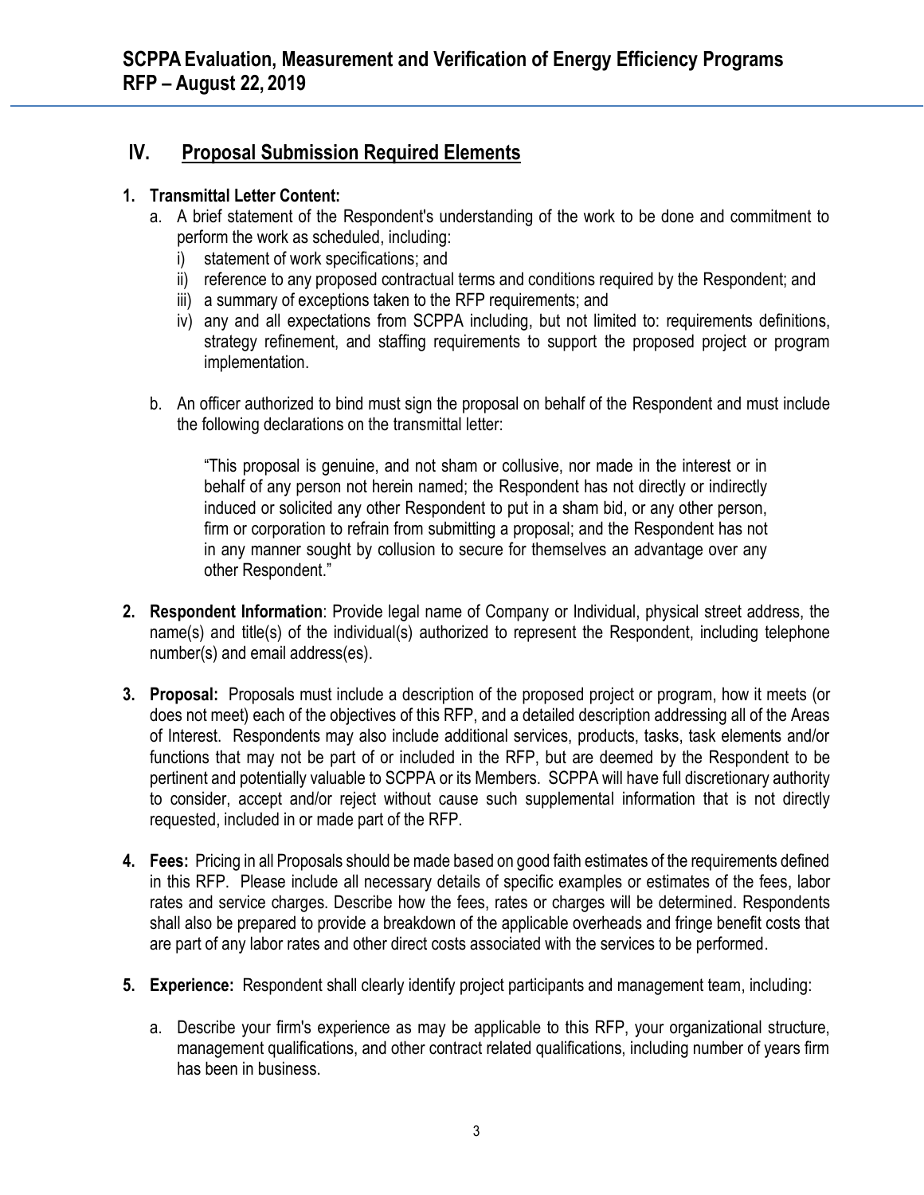## IV. Proposal Submission Required Elements

**1. Transmittal Letter Content:**

a. A brief statement of the Respondent's understanding of the work to be done and commitment to perform the work as scheduled, including:

i) statement of work specifications; and

ii) reference to any proposed contractual terms and conditions required by the Respondent; and

iii) a summary of exceptions taken to the RFP requirements; and

iv) any and all expectations from SCPPA including, but not limited to: requirements definitions, strategy refinement, and staffing requirements to support the proposed project or program implementation.

b. An officer authorized to bind must sign the proposal on behalf of the Respondent and must include the following declarations on the transmittal letter:

> "This proposal is genuine, and not sham or collusive, nor made in the interest or in behalf of any person not herein named; the Respondent has not directly or indirectly induced or solicited any other Respondent to put in a sham bid, or any other person, firm or corporation to refrain from submitting a proposal; and the Respondent has not in any manner sought by collusion to secure for themselves an advantage over any other Respondent."

**2. Respondent Information**: Provide legal name of Company or Individual, physical street address, the name(s) and title(s) of the individual(s) authorized to represent the Respondent, including telephone number(s) and email address(es).

**3. Proposal:** Proposals must include a description of the proposed project or program, how it meets (or does not meet) each of the objectives of this RFP, and a detailed description addressing all of the Areas of Interest. Respondents may also include additional services, products, tasks, task elements and/or functions that may not be part of or included in the RFP, but are deemed by the Respondent to be pertinent and potentially valuable to SCPPA or its Members. SCPPA will have full discretionary authority to consider, accept and/or reject without cause such supplemental information that is not directly requested, included in or made part of the RFP.

**4. Fees:** Pricing in all Proposals should be made based on good faith estimates of the requirements defined in this RFP. Please include all necessary details of specific examples or estimates of the fees, labor rates and service charges. Describe how the fees, rates or charges will be determined. Respondents shall also be prepared to provide a breakdown of the applicable overheads and fringe benefit costs that are part of any labor rates and other direct costs associated with the services to be performed.

**5. Experience:** Respondent shall clearly identify project participants and management team, including:

a. Describe your firm's experience as may be applicable to this RFP, your organizational structure, management qualifications, and other contract related qualifications, including number of years firm has been in business.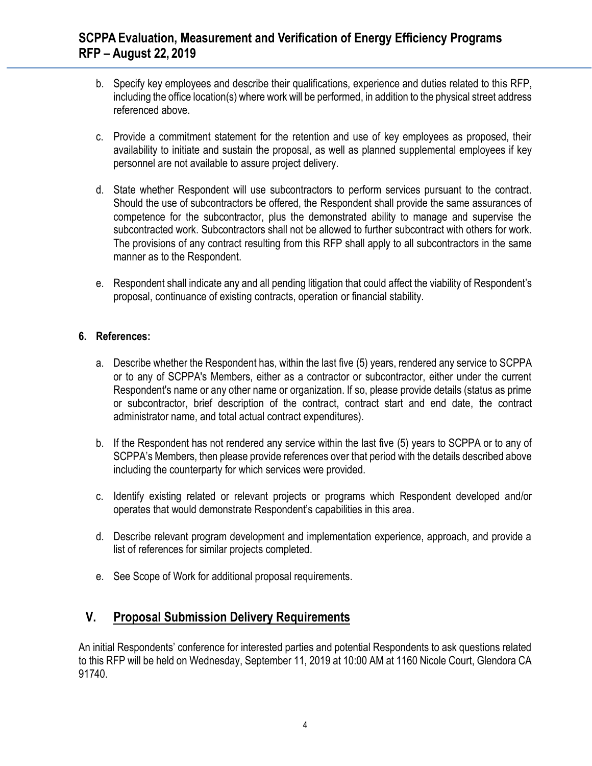b. Specify key employees and describe their qualifications, experience and duties related to this RFP, including the office location(s) where work will be performed, in addition to the physical street address referenced above.

c. Provide a commitment statement for the retention and use of key employees as proposed, their availability to initiate and sustain the proposal, as well as planned supplemental employees if key personnel are not available to assure project delivery.

d. State whether Respondent will use subcontractors to perform services pursuant to the contract. Should the use of subcontractors be offered, the Respondent shall provide the same assurances of competence for the subcontractor, plus the demonstrated ability to manage and supervise the subcontracted work. Subcontractors shall not be allowed to further subcontract with others for work. The provisions of any contract resulting from this RFP shall apply to all subcontractors in the same manner as to the Respondent.

e. Respondent shall indicate any and all pending litigation that could affect the viability of Respondent's proposal, continuance of existing contracts, operation or financial stability.

**6. References:**

a. Describe whether the Respondent has, within the last five (5) years, rendered any service to SCPPA or to any of SCPPA's Members, either as a contractor or subcontractor, either under the current Respondent's name or any other name or organization. If so, please provide details (status as prime or subcontractor, brief description of the contract, contract start and end date, the contract administrator name, and total actual contract expenditures).

b. If the Respondent has not rendered any service within the last five (5) years to SCPPA or to any of SCPPA's Members, then please provide references over that period with the details described above including the counterparty for which services were provided.

c. Identify existing related or relevant projects or programs which Respondent developed and/or operates that would demonstrate Respondent's capabilities in this area.

d. Describe relevant program development and implementation experience, approach, and provide a list of references for similar projects completed.

e. See Scope of Work for additional proposal requirements.

## V. Proposal Submission Delivery Requirements

An initial Respondents' conference for interested parties and potential Respondents to ask questions related to this RFP will be held on Wednesday, September 11, 2019 at 10:00 AM at 1160 Nicole Court, Glendora CA 91740.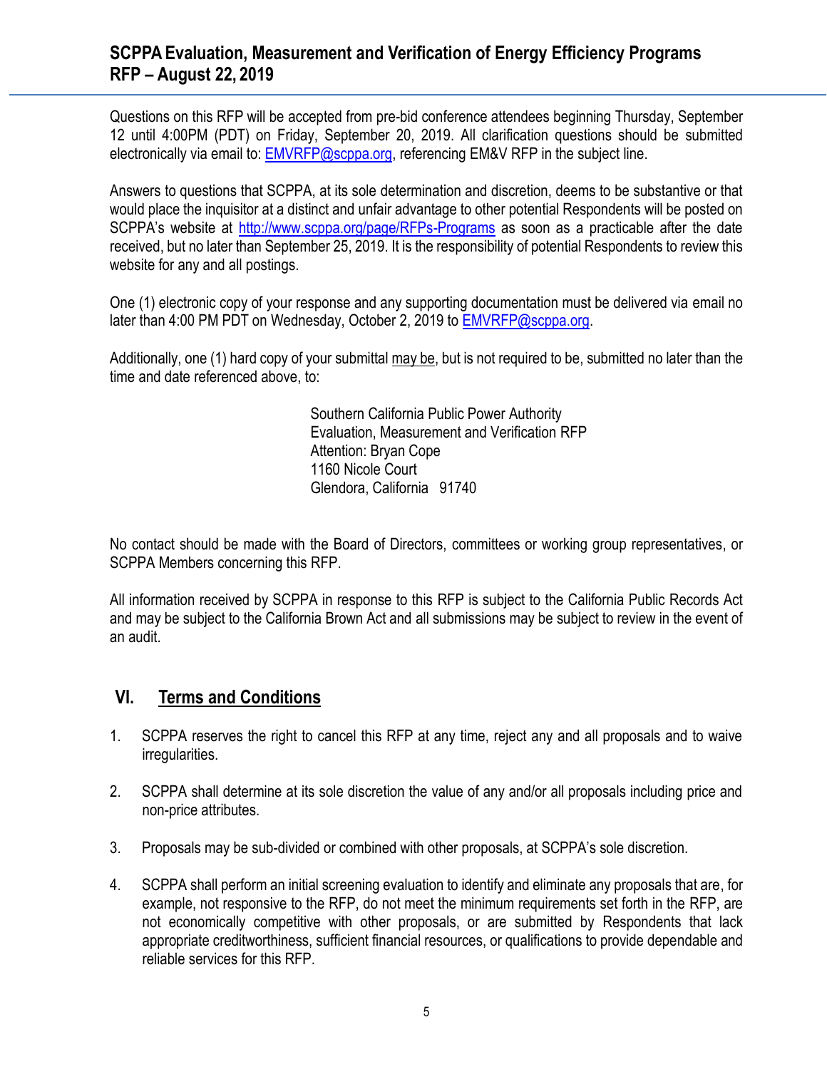Questions on this RFP will be accepted from pre-bid conference attendees beginning Thursday, September 12 until 4:00PM (PDT) on Friday, September 20, 2019. All clarification questions should be submitted electronically via email to: EMVRFP@scppa.org, referencing EM&V RFP in the subject line.

Answers to questions that SCPPA, at its sole determination and discretion, deems to be substantive or that would place the inquisitor at a distinct and unfair advantage to other potential Respondents will be posted on SCPPA's website at http://www.scppa.org/page/RFPs-Programs as soon as a practicable after the date received, but no later than September 25, 2019. It is the responsibility of potential Respondents to review this website for any and all postings.

One (1) electronic copy of your response and any supporting documentation must be delivered via email no later than 4:00 PM PDT on Wednesday, October 2, 2019 to EMVRFP@scppa.org.

Additionally, one (1) hard copy of your submittal may be, but is not required to be, submitted no later than the time and date referenced above, to:

> Southern California Public Power Authority
> Evaluation, Measurement and Verification RFP
> Attention: Bryan Cope
> 1160 Nicole Court
> Glendora, California 91740

No contact should be made with the Board of Directors, committees or working group representatives, or SCPPA Members concerning this RFP.

All information received by SCPPA in response to this RFP is subject to the California Public Records Act and may be subject to the California Brown Act and all submissions may be subject to review in the event of an audit.

## VI. Terms and Conditions

1. SCPPA reserves the right to cancel this RFP at any time, reject any and all proposals and to waive irregularities.

2. SCPPA shall determine at its sole discretion the value of any and/or all proposals including price and non-price attributes.

3. Proposals may be sub-divided or combined with other proposals, at SCPPA's sole discretion.

4. SCPPA shall perform an initial screening evaluation to identify and eliminate any proposals that are, for example, not responsive to the RFP, do not meet the minimum requirements set forth in the RFP, are not economically competitive with other proposals, or are submitted by Respondents that lack appropriate creditworthiness, sufficient financial resources, or qualifications to provide dependable and reliable services for this RFP.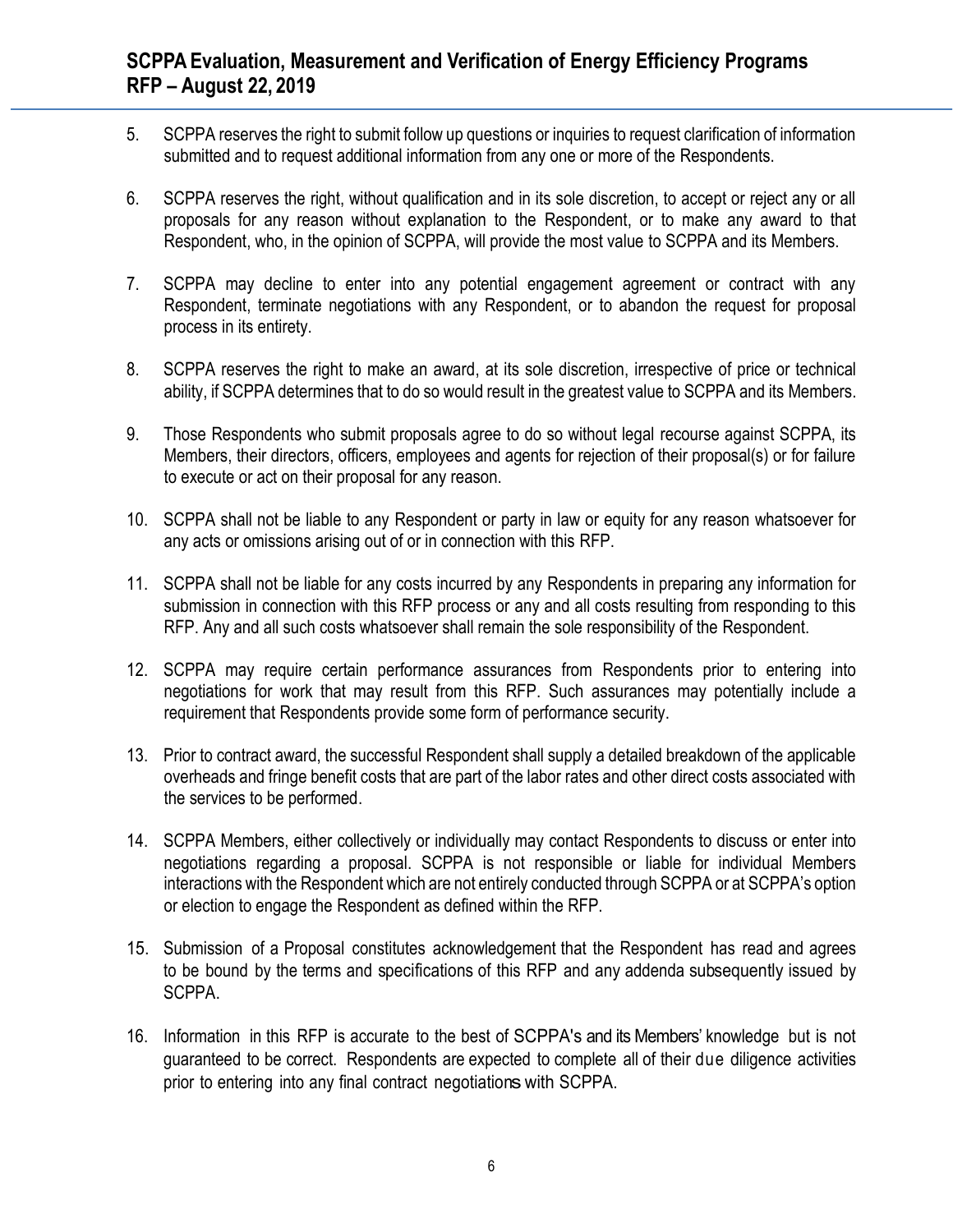5. SCPPA reserves the right to submit follow up questions or inquiries to request clarification of information submitted and to request additional information from any one or more of the Respondents.

6. SCPPA reserves the right, without qualification and in its sole discretion, to accept or reject any or all proposals for any reason without explanation to the Respondent, or to make any award to that Respondent, who, in the opinion of SCPPA, will provide the most value to SCPPA and its Members.

7. SCPPA may decline to enter into any potential engagement agreement or contract with any Respondent, terminate negotiations with any Respondent, or to abandon the request for proposal process in its entirety.

8. SCPPA reserves the right to make an award, at its sole discretion, irrespective of price or technical ability, if SCPPA determines that to do so would result in the greatest value to SCPPA and its Members.

9. Those Respondents who submit proposals agree to do so without legal recourse against SCPPA, its Members, their directors, officers, employees and agents for rejection of their proposal(s) or for failure to execute or act on their proposal for any reason.

10. SCPPA shall not be liable to any Respondent or party in law or equity for any reason whatsoever for any acts or omissions arising out of or in connection with this RFP.

11. SCPPA shall not be liable for any costs incurred by any Respondents in preparing any information for submission in connection with this RFP process or any and all costs resulting from responding to this RFP. Any and all such costs whatsoever shall remain the sole responsibility of the Respondent.

12. SCPPA may require certain performance assurances from Respondents prior to entering into negotiations for work that may result from this RFP. Such assurances may potentially include a requirement that Respondents provide some form of performance security.

13. Prior to contract award, the successful Respondent shall supply a detailed breakdown of the applicable overheads and fringe benefit costs that are part of the labor rates and other direct costs associated with the services to be performed.

14. SCPPA Members, either collectively or individually may contact Respondents to discuss or enter into negotiations regarding a proposal. SCPPA is not responsible or liable for individual Members interactions with the Respondent which are not entirely conducted through SCPPA or at SCPPA's option or election to engage the Respondent as defined within the RFP.

15. Submission of a Proposal constitutes acknowledgement that the Respondent has read and agrees to be bound by the terms and specifications of this RFP and any addenda subsequently issued by SCPPA.

16. Information in this RFP is accurate to the best of SCPPA's and its Members' knowledge but is not guaranteed to be correct. Respondents are expected to complete all of their due diligence activities prior to entering into any final contract negotiations with SCPPA.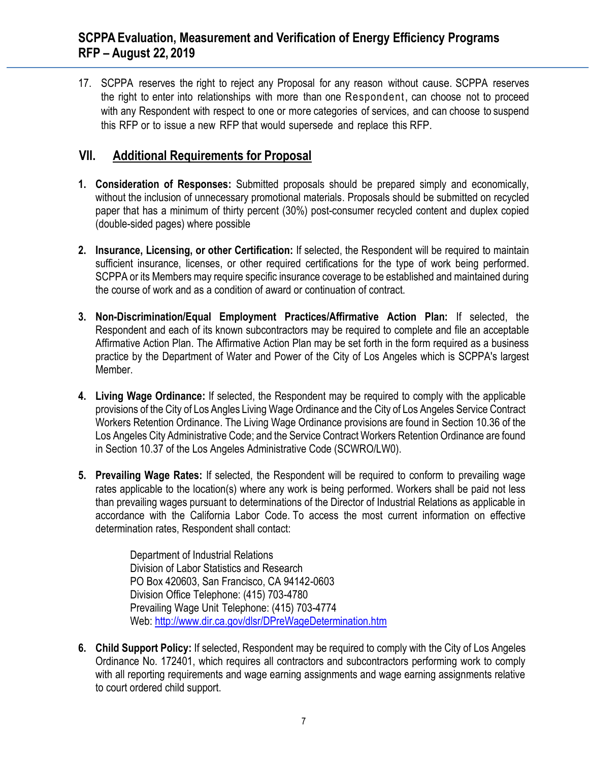17. SCPPA reserves the right to reject any Proposal for any reason without cause. SCPPA reserves the right to enter into relationships with more than one Respondent, can choose not to proceed with any Respondent with respect to one or more categories of services, and can choose to suspend this RFP or to issue a new RFP that would supersede and replace this RFP.

## VII. Additional Requirements for Proposal

1. **Consideration of Responses:** Submitted proposals should be prepared simply and economically, without the inclusion of unnecessary promotional materials. Proposals should be submitted on recycled paper that has a minimum of thirty percent (30%) post-consumer recycled content and duplex copied (double-sided pages) where possible

2. **Insurance, Licensing, or other Certification:** If selected, the Respondent will be required to maintain sufficient insurance, licenses, or other required certifications for the type of work being performed. SCPPA or its Members may require specific insurance coverage to be established and maintained during the course of work and as a condition of award or continuation of contract.

3. **Non-Discrimination/Equal Employment Practices/Affirmative Action Plan:** If selected, the Respondent and each of its known subcontractors may be required to complete and file an acceptable Affirmative Action Plan. The Affirmative Action Plan may be set forth in the form required as a business practice by the Department of Water and Power of the City of Los Angeles which is SCPPA's largest Member.

4. **Living Wage Ordinance:** If selected, the Respondent may be required to comply with the applicable provisions of the City of Los Angles Living Wage Ordinance and the City of Los Angeles Service Contract Workers Retention Ordinance. The Living Wage Ordinance provisions are found in Section 10.36 of the Los Angeles City Administrative Code; and the Service Contract Workers Retention Ordinance are found in Section 10.37 of the Los Angeles Administrative Code (SCWRO/LW0).

5. **Prevailing Wage Rates:** If selected, the Respondent will be required to conform to prevailing wage rates applicable to the location(s) where any work is being performed. Workers shall be paid not less than prevailing wages pursuant to determinations of the Director of Industrial Relations as applicable in accordance with the California Labor Code. To access the most current information on effective determination rates, Respondent shall contact:

   Department of Industrial Relations
   Division of Labor Statistics and Research
   PO Box 420603, San Francisco, CA 94142-0603
   Division Office Telephone: (415) 703-4780
   Prevailing Wage Unit Telephone: (415) 703-4774
   Web: http://www.dir.ca.gov/dlsr/DPreWageDetermination.htm

6. **Child Support Policy:** If selected, Respondent may be required to comply with the City of Los Angeles Ordinance No. 172401, which requires all contractors and subcontractors performing work to comply with all reporting requirements and wage earning assignments and wage earning assignments relative to court ordered child support.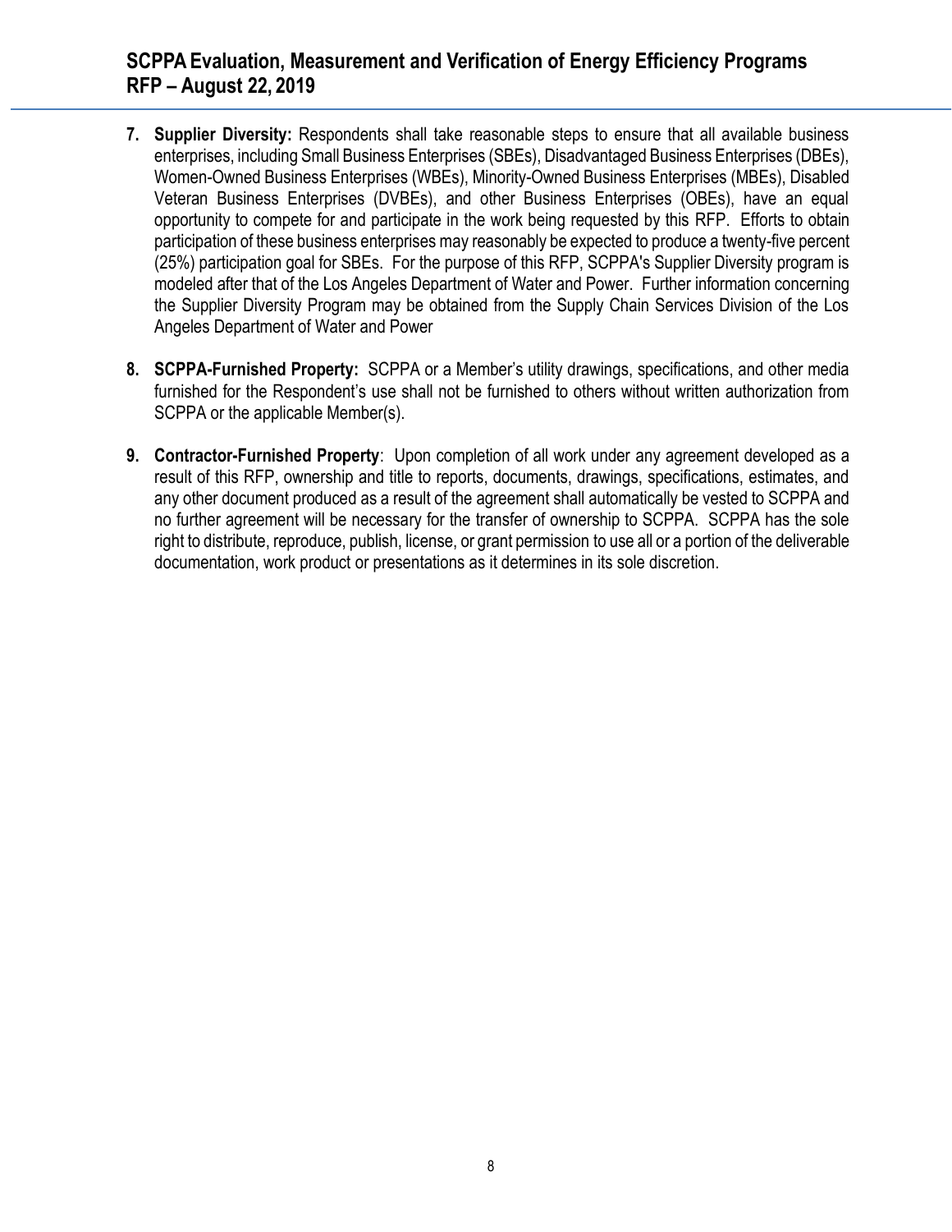7. **Supplier Diversity:** Respondents shall take reasonable steps to ensure that all available business enterprises, including Small Business Enterprises (SBEs), Disadvantaged Business Enterprises (DBEs), Women-Owned Business Enterprises (WBEs), Minority-Owned Business Enterprises (MBEs), Disabled Veteran Business Enterprises (DVBEs), and other Business Enterprises (OBEs), have an equal opportunity to compete for and participate in the work being requested by this RFP. Efforts to obtain participation of these business enterprises may reasonably be expected to produce a twenty-five percent (25%) participation goal for SBEs. For the purpose of this RFP, SCPPA's Supplier Diversity program is modeled after that of the Los Angeles Department of Water and Power. Further information concerning the Supplier Diversity Program may be obtained from the Supply Chain Services Division of the Los Angeles Department of Water and Power

8. **SCPPA-Furnished Property:** SCPPA or a Member's utility drawings, specifications, and other media furnished for the Respondent's use shall not be furnished to others without written authorization from SCPPA or the applicable Member(s).

9. **Contractor-Furnished Property**: Upon completion of all work under any agreement developed as a result of this RFP, ownership and title to reports, documents, drawings, specifications, estimates, and any other document produced as a result of the agreement shall automatically be vested to SCPPA and no further agreement will be necessary for the transfer of ownership to SCPPA. SCPPA has the sole right to distribute, reproduce, publish, license, or grant permission to use all or a portion of the deliverable documentation, work product or presentations as it determines in its sole discretion.